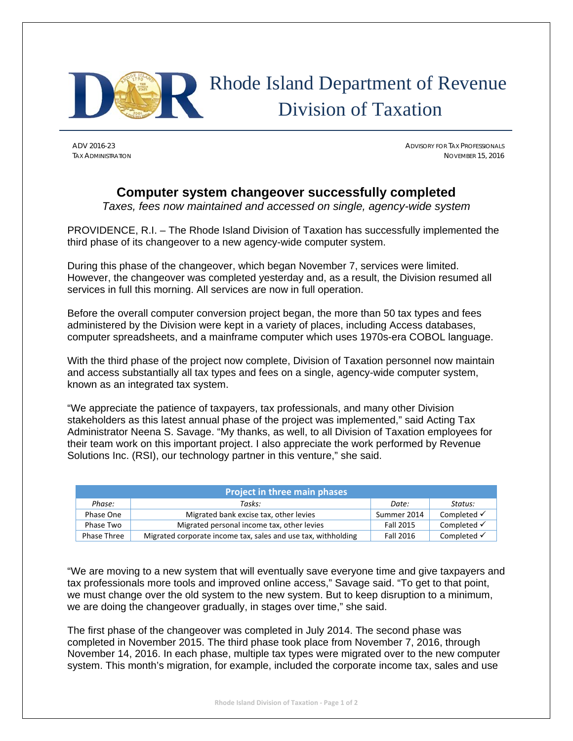Rhode Island Department of Revenue
Division of Taxation

ADV 2016-23
TAX ADMINISTRATION

ADVISORY FOR TAX PROFESSIONALS
NOVEMBER 15, 2016

# Computer system changeover successfully completed

*Taxes, fees now maintained and accessed on single, agency-wide system*

PROVIDENCE, R.I. – The Rhode Island Division of Taxation has successfully implemented the third phase of its changeover to a new agency-wide computer system.

During this phase of the changeover, which began November 7, services were limited. However, the changeover was completed yesterday and, as a result, the Division resumed all services in full this morning. All services are now in full operation.

Before the overall computer conversion project began, the more than 50 tax types and fees administered by the Division were kept in a variety of places, including Access databases, computer spreadsheets, and a mainframe computer which uses 1970s-era COBOL language.

With the third phase of the project now complete, Division of Taxation personnel now maintain and access substantially all tax types and fees on a single, agency-wide computer system, known as an integrated tax system.

"We appreciate the patience of taxpayers, tax professionals, and many other Division stakeholders as this latest annual phase of the project was implemented," said Acting Tax Administrator Neena S. Savage. "My thanks, as well, to all Division of Taxation employees for their team work on this important project. I also appreciate the work performed by Revenue Solutions Inc. (RSI), our technology partner in this venture," she said.

| Project in three main phases | | | |
|---|---|---|---|
| *Phase:* | *Tasks:* | *Date:* | *Status:* |
| Phase One | Migrated bank excise tax, other levies | Summer 2014 | Completed ✓ |
| Phase Two | Migrated personal income tax, other levies | Fall 2015 | Completed ✓ |
| Phase Three | Migrated corporate income tax, sales and use tax, withholding | Fall 2016 | Completed ✓ |

"We are moving to a new system that will eventually save everyone time and give taxpayers and tax professionals more tools and improved online access," Savage said. "To get to that point, we must change over the old system to the new system. But to keep disruption to a minimum, we are doing the changeover gradually, in stages over time," she said.

The first phase of the changeover was completed in July 2014. The second phase was completed in November 2015. The third phase took place from November 7, 2016, through November 14, 2016. In each phase, multiple tax types were migrated over to the new computer system. This month's migration, for example, included the corporate income tax, sales and use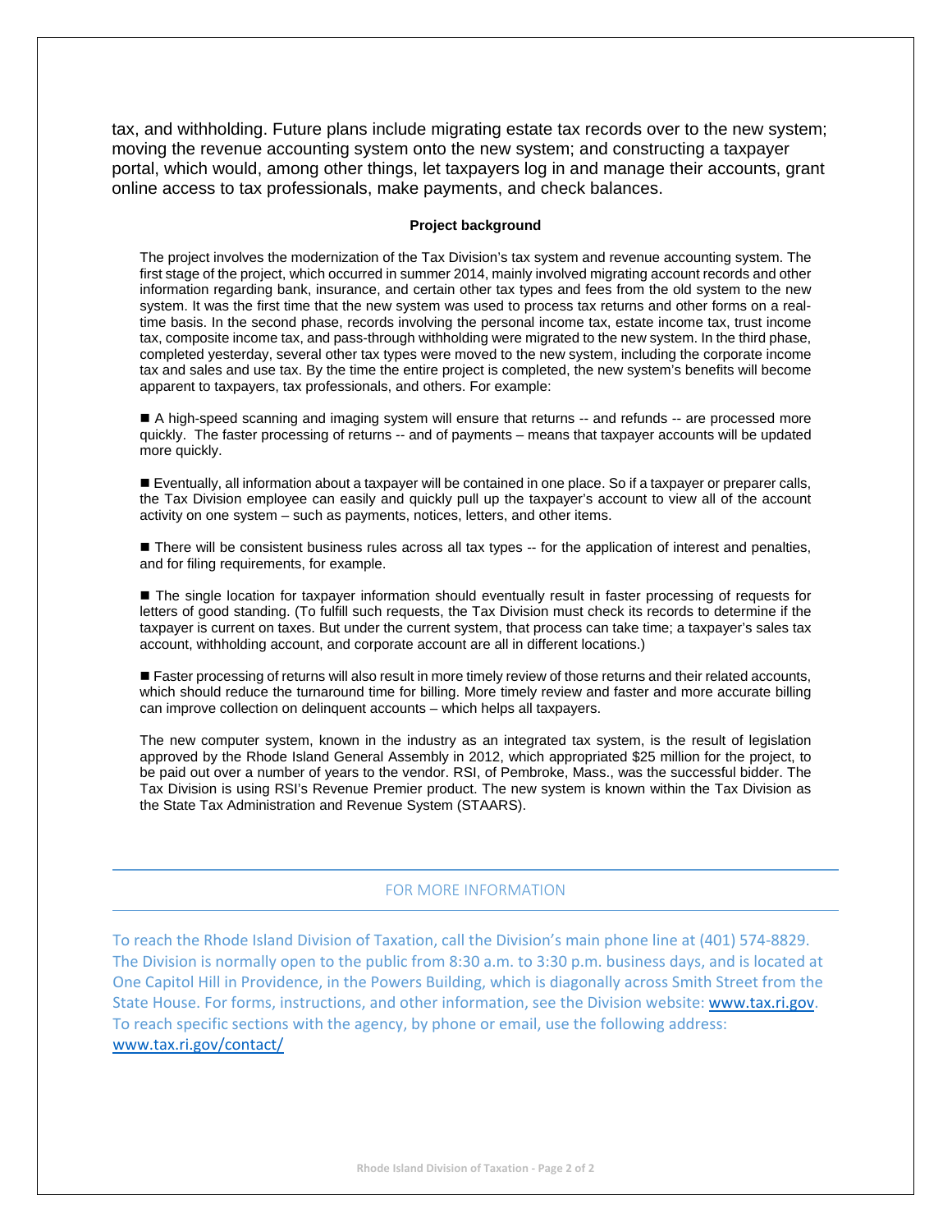tax, and withholding. Future plans include migrating estate tax records over to the new system; moving the revenue accounting system onto the new system; and constructing a taxpayer portal, which would, among other things, let taxpayers log in and manage their accounts, grant online access to tax professionals, make payments, and check balances.

**Project background**

The project involves the modernization of the Tax Division's tax system and revenue accounting system. The first stage of the project, which occurred in summer 2014, mainly involved migrating account records and other information regarding bank, insurance, and certain other tax types and fees from the old system to the new system. It was the first time that the new system was used to process tax returns and other forms on a real-time basis. In the second phase, records involving the personal income tax, estate income tax, trust income tax, composite income tax, and pass-through withholding were migrated to the new system. In the third phase, completed yesterday, several other tax types were moved to the new system, including the corporate income tax and sales and use tax. By the time the entire project is completed, the new system's benefits will become apparent to taxpayers, tax professionals, and others. For example:

- A high-speed scanning and imaging system will ensure that returns -- and refunds -- are processed more quickly. The faster processing of returns -- and of payments – means that taxpayer accounts will be updated more quickly.

- Eventually, all information about a taxpayer will be contained in one place. So if a taxpayer or preparer calls, the Tax Division employee can easily and quickly pull up the taxpayer's account to view all of the account activity on one system – such as payments, notices, letters, and other items.

- There will be consistent business rules across all tax types -- for the application of interest and penalties, and for filing requirements, for example.

- The single location for taxpayer information should eventually result in faster processing of requests for letters of good standing. (To fulfill such requests, the Tax Division must check its records to determine if the taxpayer is current on taxes. But under the current system, that process can take time; a taxpayer's sales tax account, withholding account, and corporate account are all in different locations.)

- Faster processing of returns will also result in more timely review of those returns and their related accounts, which should reduce the turnaround time for billing. More timely review and faster and more accurate billing can improve collection on delinquent accounts – which helps all taxpayers.

The new computer system, known in the industry as an integrated tax system, is the result of legislation approved by the Rhode Island General Assembly in 2012, which appropriated $25 million for the project, to be paid out over a number of years to the vendor. RSI, of Pembroke, Mass., was the successful bidder. The Tax Division is using RSI's Revenue Premier product. The new system is known within the Tax Division as the State Tax Administration and Revenue System (STAARS).

## FOR MORE INFORMATION

To reach the Rhode Island Division of Taxation, call the Division's main phone line at (401) 574-8829. The Division is normally open to the public from 8:30 a.m. to 3:30 p.m. business days, and is located at One Capitol Hill in Providence, in the Powers Building, which is diagonally across Smith Street from the State House. For forms, instructions, and other information, see the Division website: [www.tax.ri.gov](http://www.tax.ri.gov). To reach specific sections with the agency, by phone or email, use the following address: [www.tax.ri.gov/contact/](http://www.tax.ri.gov/contact/)